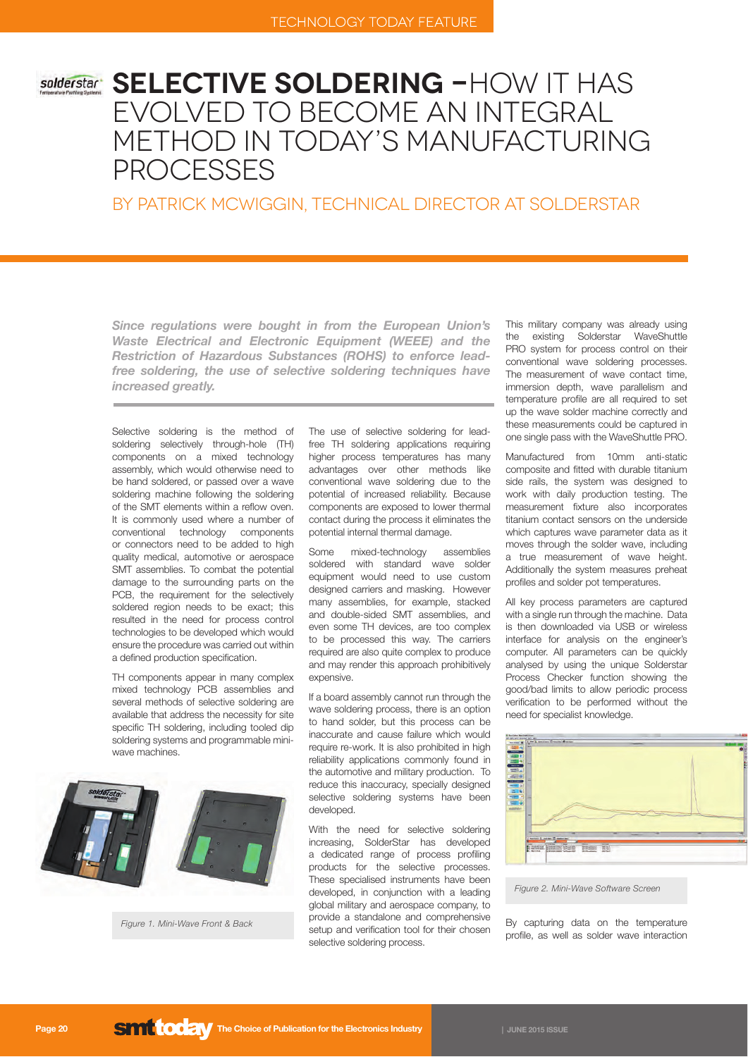# SELECTIVE SOLDERING – HOW IT HAS EVOLVED TO BECOME AN INTEGRAL METHOD IN TODAY'S MANUFACTURING PROCESSES

## BY PATRICK MCWIGGIN, TECHNICAL DIRECTOR AT SOLDERSTAR

***Since regulations were bought in from the European Union's Waste Electrical and Electronic Equipment (WEEE) and the Restriction of Hazardous Substances (ROHS) to enforce lead-free soldering, the use of selective soldering techniques have increased greatly.***

Selective soldering is the method of soldering selectively through-hole (TH) components on a mixed technology assembly, which would otherwise need to be hand soldered, or passed over a wave soldering machine following the soldering of the SMT elements within a reflow oven. It is commonly used where a number of conventional technology components or connectors need to be added to high quality medical, automotive or aerospace SMT assemblies. To combat the potential damage to the surrounding parts on the PCB, the requirement for the selectively soldered region needs to be exact; this resulted in the need for process control technologies to be developed which would ensure the procedure was carried out within a defined production specification.

TH components appear in many complex mixed technology PCB assemblies and several methods of selective soldering are available that address the necessity for site specific TH soldering, including tooled dip soldering systems and programmable mini-wave machines.

Figure 1. Mini-Wave Front & Back

The use of selective soldering for lead-free TH soldering applications requiring higher process temperatures has many advantages over other methods like conventional wave soldering due to the potential of increased reliability. Because components are exposed to lower thermal contact during the process it eliminates the potential internal thermal damage.

Some mixed-technology assemblies soldered with standard wave solder equipment would need to use custom designed carriers and masking. However many assemblies, for example, stacked and double-sided SMT assemblies, and even some TH devices, are too complex to be processed this way. The carriers required are also quite complex to produce and may render this approach prohibitively expensive.

If a board assembly cannot run through the wave soldering process, there is an option to hand solder, but this process can be inaccurate and cause failure which would require re-work. It is also prohibited in high reliability applications commonly found in the automotive and military production. To reduce this inaccuracy, specially designed selective soldering systems have been developed.

With the need for selective soldering increasing, SolderStar has developed a dedicated range of process profiling products for the selective processes. These specialised instruments have been developed, in conjunction with a leading global military and aerospace company, to provide a standalone and comprehensive setup and verification tool for their chosen selective soldering process.

This military company was already using the existing Solderstar WaveShuttle PRO system for process control on their conventional wave soldering processes. The measurement of wave contact time, immersion depth, wave parallelism and temperature profile are all required to set up the wave solder machine correctly and these measurements could be captured in one single pass with the WaveShuttle PRO.

Manufactured from 10mm anti-static composite and fitted with durable titanium side rails, the system was designed to work with daily production testing. The measurement fixture also incorporates titanium contact sensors on the underside which captures wave parameter data as it moves through the solder wave, including a true measurement of wave height. Additionally the system measures preheat profiles and solder pot temperatures.

All key process parameters are captured with a single run through the machine. Data is then downloaded via USB or wireless interface for analysis on the engineer's computer. All parameters can be quickly analysed by using the unique Solderstar Process Checker function showing the good/bad limits to allow periodic process verification to be performed without the need for specialist knowledge.

Figure 2. Mini-Wave Software Screen

By capturing data on the temperature profile, as well as solder wave interaction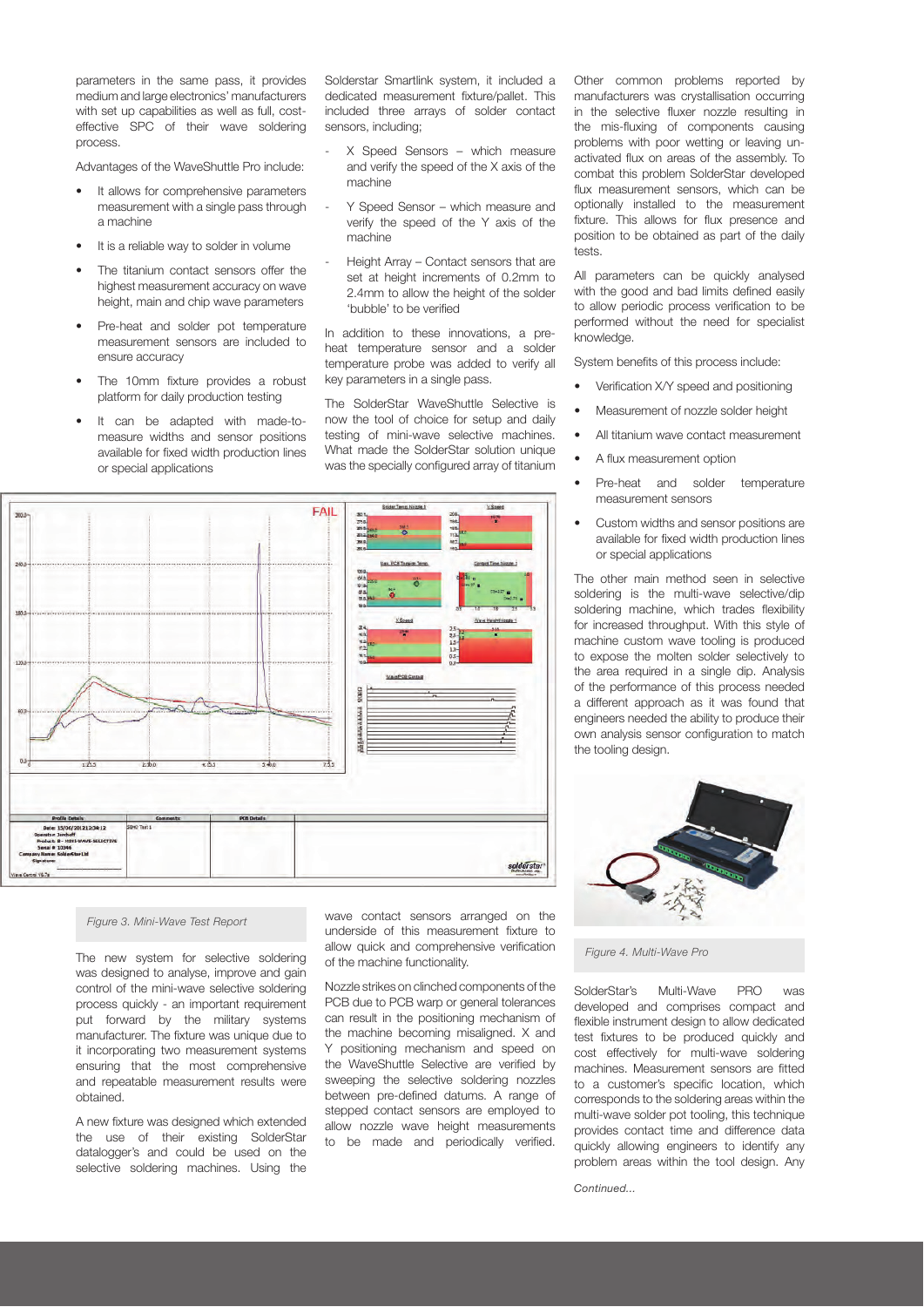parameters in the same pass, it provides medium and large electronics' manufacturers with set up capabilities as well as full, cost-effective SPC of their wave soldering process.

Advantages of the WaveShuttle Pro include:

- It allows for comprehensive parameters measurement with a single pass through a machine
- It is a reliable way to solder in volume
- The titanium contact sensors offer the highest measurement accuracy on wave height, main and chip wave parameters
- Pre-heat and solder pot temperature measurement sensors are included to ensure accuracy
- The 10mm fixture provides a robust platform for daily production testing
- It can be adapted with made-to-measure widths and sensor positions available for fixed width production lines or special applications

Figure 3. Mini-Wave Test Report

The new system for selective soldering was designed to analyse, improve and gain control of the mini-wave selective soldering process quickly - an important requirement put forward by the military systems manufacturer. The fixture was unique due to it incorporating two measurement systems ensuring that the most comprehensive and repeatable measurement results were obtained.

A new fixture was designed which extended the use of their existing SolderStar datalogger's and could be used on the selective soldering machines. Using the Solderstar Smartlink system, it included a dedicated measurement fixture/pallet. This included three arrays of solder contact sensors, including;

- X Speed Sensors – which measure and verify the speed of the X axis of the machine
- Y Speed Sensor – which measure and verify the speed of the Y axis of the machine
- Height Array – Contact sensors that are set at height increments of 0.2mm to 2.4mm to allow the height of the solder 'bubble' to be verified

In addition to these innovations, a pre-heat temperature sensor and a solder temperature probe was added to verify all key parameters in a single pass.

The SolderStar WaveShuttle Selective is now the tool of choice for setup and daily testing of mini-wave selective machines. What made the SolderStar solution unique was the specially configured array of titanium wave contact sensors arranged on the underside of this measurement fixture to allow quick and comprehensive verification of the machine functionality.

Nozzle strikes on clinched components of the PCB due to PCB warp or general tolerances can result in the positioning mechanism of the machine becoming misaligned. X and Y positioning mechanism and speed on the WaveShuttle Selective are verified by sweeping the selective soldering nozzles between pre-defined datums. A range of stepped contact sensors are employed to allow nozzle wave height measurements to be made and periodically verified.

Other common problems reported by manufacturers was crystallisation occurring in the selective fluxer nozzle resulting in the mis-fluxing of components causing soldering problems with poor wetting or leaving un-activated flux on areas of the assembly. To combat this problem SolderStar developed flux measurement sensors, which can be optionally installed to the measurement fixture. This allows for flux presence and position to be obtained as part of the daily tests.

All parameters can be quickly analysed with the good and bad limits defined easily to allow periodic process verification to be performed without the need for specialist knowledge.

System benefits of this process include:

- Verification X/Y speed and positioning
- Measurement of nozzle solder height
- All titanium wave contact measurement
- A flux measurement option
- Pre-heat and solder temperature measurement sensors
- Custom widths and sensor positions are available for fixed width production lines or special applications

The other main method seen in selective soldering is the multi-wave selective/dip soldering machine, which trades flexibility for increased throughput. With this style of machine custom wave tooling is produced to expose the molten solder selectively to the area required in a single dip. Analysis of the performance of this process needed a different approach as it was found that engineers needed the ability to produce their own analysis sensor configuration to match the tooling design.

Figure 4. Multi-Wave Pro

SolderStar's Multi-Wave PRO was developed and comprises compact and flexible instrument design to allow dedicated test fixtures to be produced quickly and cost effectively for multi-wave soldering machines. Measurement sensors are fitted to a customer's specific location, which corresponds to the soldering areas within the multi-wave solder pot tooling, this technique provides contact time and difference data quickly allowing engineers to identify any problem areas within the tool design. Any

*Continued...*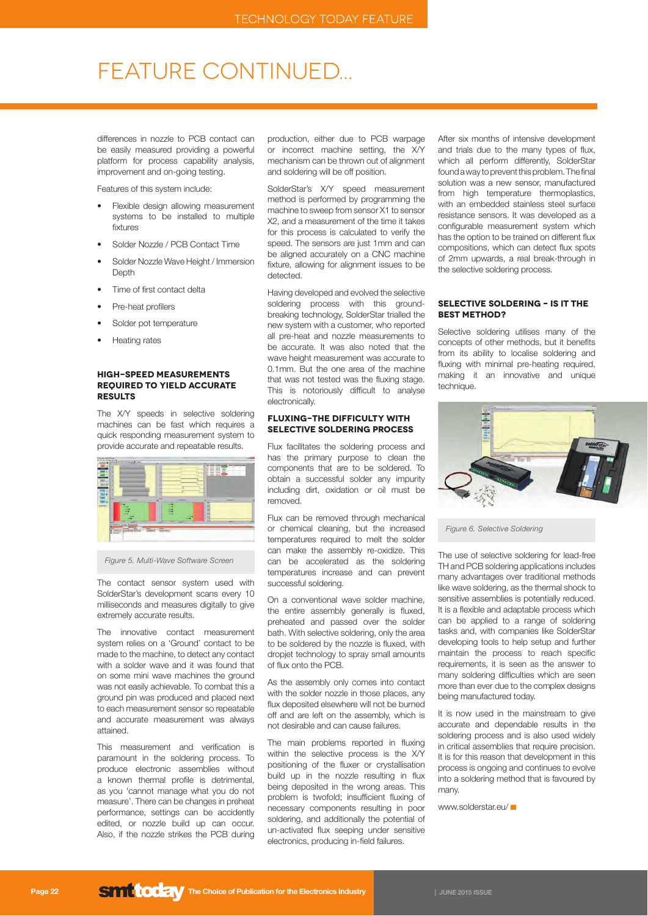# FEATURE CONTINUED...

differences in nozzle to PCB contact can be easily measured providing a powerful platform for process capability analysis, improvement and on-going testing.

Features of this system include:

- Flexible design allowing measurement systems to be installed to multiple fixtures
- Solder Nozzle / PCB Contact Time
- Solder Nozzle Wave Height / Immersion Depth
- Time of first contact delta
- Pre-heat profilers
- Solder pot temperature
- Heating rates

## HIGH-SPEED MEASUREMENTS REQUIRED TO YIELD ACCURATE RESULTS

The X/Y speeds in selective soldering machines can be fast which requires a quick responding measurement system to provide accurate and repeatable results.

*Figure 5. Multi-Wave Software Screen*

The contact sensor system used with SolderStar's development scans every 10 milliseconds and measures digitally to give extremely accurate results.

The innovative contact measurement system relies on a 'Ground' contact to be made to the machine, to detect any contact with a solder wave and it was found that on some mini wave machines the ground was not easily achievable. To combat this a ground pin was produced and placed next to each measurement sensor so repeatable and accurate measurement was always attained.

This measurement and verification is paramount in the soldering process. To produce electronic assemblies without a known thermal profile is detrimental, as you 'cannot manage what you do not measure'. There can be changes in preheat performance, settings can be accidently edited, or nozzle build up can occur. Also, if the nozzle strikes the PCB during production, either due to PCB warpage or incorrect machine setting, the X/Y mechanism can be thrown out of alignment and soldering will be off position.

SolderStar's X/Y speed measurement method is performed by programming the machine to sweep from sensor X1 to sensor X2, and a measurement of the time it takes for this process is calculated to verify the speed. The sensors are just 1mm and can be aligned accurately on a CNC machine fixture, allowing for alignment issues to be detected.

Having developed and evolved the selective soldering process with this ground-breaking technology, SolderStar trialled the new system with a customer, who reported all pre-heat and nozzle measurements to be accurate. It was also noted that the wave height measurement was accurate to 0.1mm. But the one area of the machine that was not tested was the fluxing stage. This is notoriously difficult to analyse electronically.

## FLUXING-THE DIFFICULTY WITH SELECTIVE SOLDERING PROCESS

Flux facilitates the soldering process and has the primary purpose to clean the components that are to be soldered. To obtain a successful solder any impurity including dirt, oxidation or oil must be removed.

Flux can be removed through mechanical or chemical cleaning, but the increased temperatures required to melt the solder can make the assembly re-oxidize. This can be accelerated as the soldering temperatures increase and can prevent successful soldering.

On a conventional wave solder machine, the entire assembly generally is fluxed, preheated and passed over the solder bath. With selective soldering, only the area to be soldered by the nozzle is fluxed, with dropjet technology to spray small amounts of flux onto the PCB.

As the assembly only comes into contact with the solder nozzle in those places, any flux deposited elsewhere will not be burned off and are left on the assembly, which is not desirable and can cause failures.

The main problems reported in fluxing within the selective process is the X/Y positioning of the fluxer or crystallisation build up in the nozzle resulting in flux being deposited in the wrong areas. This problem is twofold; insufficient fluxing of necessary components resulting in poor soldering, and additionally the potential of un-activated flux seeping under sensitive electronics, producing in-field failures.

After six months of intensive development and trials due to the many types of flux, which all perform differently, SolderStar found a way to prevent this problem. The final solution was a new sensor, manufactured from high temperature thermoplastics, with an embedded stainless steel surface resistance sensors. It was developed as a configurable measurement system which has the option to be trained on different flux compositions, which can detect flux spots of 2mm upwards, a real break-through in the selective soldering process.

## SELECTIVE SOLDERING - IS IT THE BEST METHOD?

Selective soldering utilises many of the concepts of other methods, but it benefits from its ability to localise soldering and fluxing with minimal pre-heating required, making it an innovative and unique technique.

*Figure 6. Selective Soldering*

The use of selective soldering for lead-free TH and PCB soldering applications includes many advantages over traditional methods like wave soldering, as the thermal shock to sensitive assemblies is potentially reduced. It is a flexible and adaptable process which can be applied to a range of soldering tasks and, with companies like SolderStar developing tools to help setup and further maintain the process to reach specific requirements, it is seen as the answer to many soldering difficulties which are seen more than ever due to the complex designs being manufactured today.

It is now used in the mainstream to give accurate and dependable results in the soldering process and is also used widely in critical assemblies that require precision. It is for this reason that development in this process is ongoing and continues to evolve into a soldering method that is favoured by many.

www.solderstar.eu/